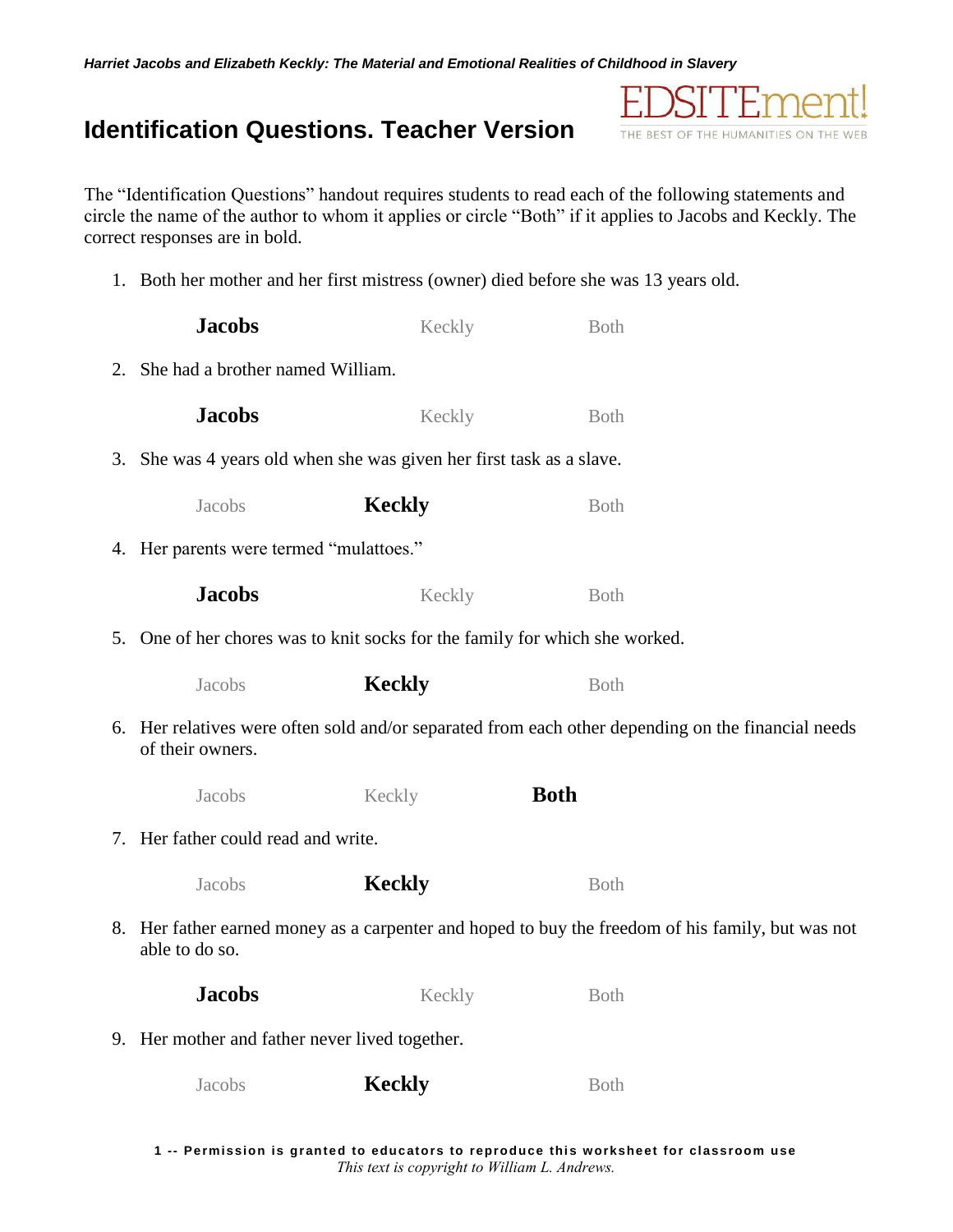*Harriet Jacobs and Elizabeth Keckly: The Material and Emotional Realities of Childhood in Slavery*

# Identification Questions. Teacher Version

EDSITEment! THE BEST OF THE HUMANITIES ON THE WEB

The "Identification Questions" handout requires students to read each of the following statements and circle the name of the author to whom it applies or circle "Both" if it applies to Jacobs and Keckly. The correct responses are in bold.

1. Both her mother and her first mistress (owner) died before she was 13 years old.

   **Jacobs** Keckly Both

2. She had a brother named William.

   **Jacobs** Keckly Both

3. She was 4 years old when she was given her first task as a slave.

   Jacobs **Keckly** Both

4. Her parents were termed "mulattoes."

   **Jacobs** Keckly Both

5. One of her chores was to knit socks for the family for which she worked.

   Jacobs **Keckly** Both

6. Her relatives were often sold and/or separated from each other depending on the financial needs of their owners.

   Jacobs Keckly **Both**

7. Her father could read and write.

   Jacobs **Keckly** Both

8. Her father earned money as a carpenter and hoped to buy the freedom of his family, but was not able to do so.

   **Jacobs** Keckly Both

9. Her mother and father never lived together.

   Jacobs **Keckly** Both

**Permission is granted to educators to reproduce this worksheet for classroom use**
*This text is copyright to William L. Andrews.*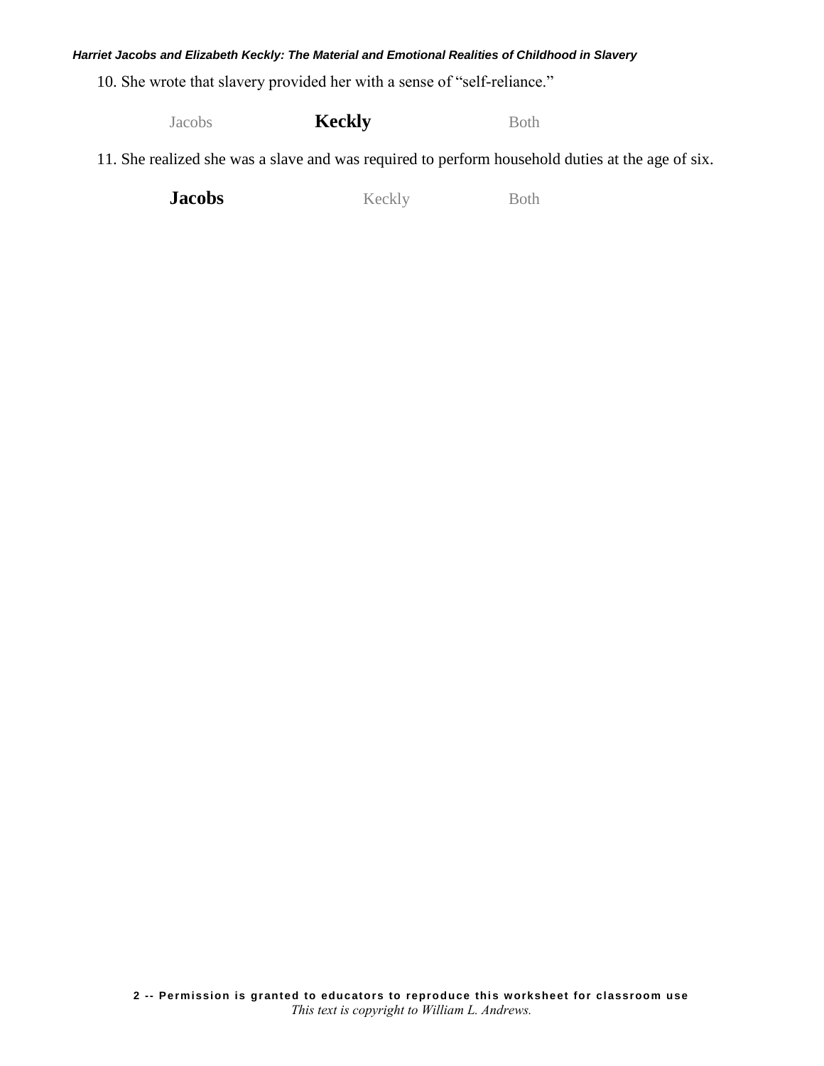10. She wrote that slavery provided her with a sense of “self-reliance.”

Jacobs **Keckly** Both

11. She realized she was a slave and was required to perform household duties at the age of six.

**Jacobs** Keckly Both